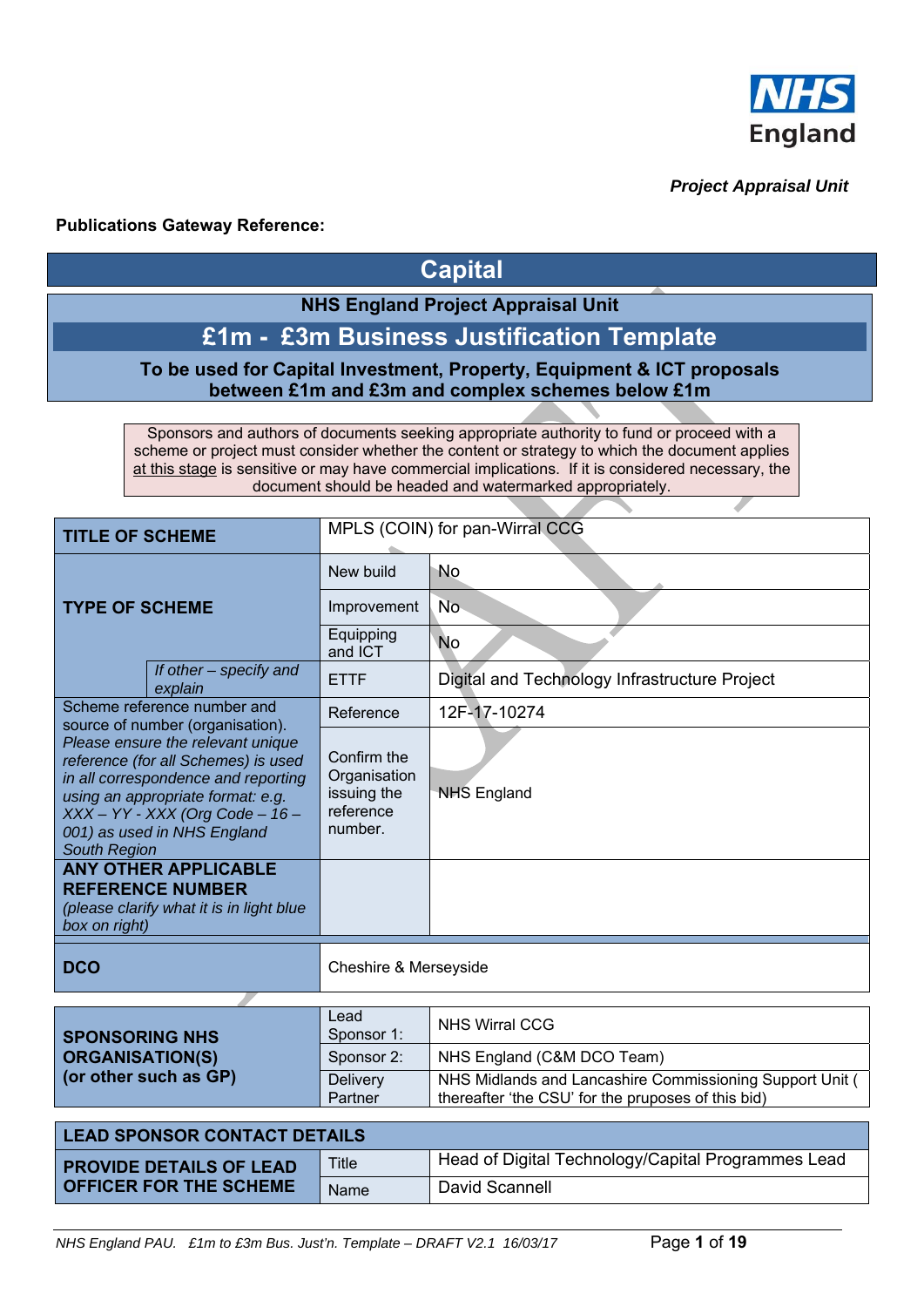NHS England

*Project Appraisal Unit*

**Publications Gateway Reference:**

# Capital

## NHS England Project Appraisal Unit

## £1m - £3m Business Justification Template

**To be used for Capital Investment, Property, Equipment & ICT proposals between £1m and £3m and complex schemes below £1m**

Sponsors and authors of documents seeking appropriate authority to fund or proceed with a scheme or project must consider whether the content or strategy to which the document applies at this stage is sensitive or may have commercial implications. If it is considered necessary, the document should be headed and watermarked appropriately.

| | | |
|---|---|---|
| **TITLE OF SCHEME** | MPLS (COIN) for pan-Wirral CCG | |
| **TYPE OF SCHEME** | New build | No |
| | Improvement | No |
| | Equipping and ICT | No |
| *If other – specify and explain* | ETTF | Digital and Technology Infrastructure Project |
| Scheme reference number and source of number (organisation). *Please ensure the relevant unique reference (for all Schemes) is used in all correspondence and reporting using an appropriate format: e.g. XXX – YY - XXX (Org Code – 16 – 001) as used in NHS England South Region* | Reference | 12F-17-10274 |
| | Confirm the Organisation issuing the reference number. | NHS England |
| **ANY OTHER APPLICABLE REFERENCE NUMBER** *(please clarify what it is in light blue box on right)* | | |
| **DCO** | Cheshire & Merseyside | |

| | | |
|---|---|---|
| **SPONSORING NHS ORGANISATION(S) (or other such as GP)** | Lead Sponsor 1: | NHS Wirral CCG |
| | Sponsor 2: | NHS England (C&M DCO Team) |
| | Delivery Partner | NHS Midlands and Lancashire Commissioning Support Unit ( thereafter 'the CSU' for the pruposes of this bid) |

| **LEAD SPONSOR CONTACT DETAILS** | | |
|---|---|---|
| **PROVIDE DETAILS OF LEAD OFFICER FOR THE SCHEME** | Title | Head of Digital Technology/Capital Programmes Lead |
| | Name | David Scannell |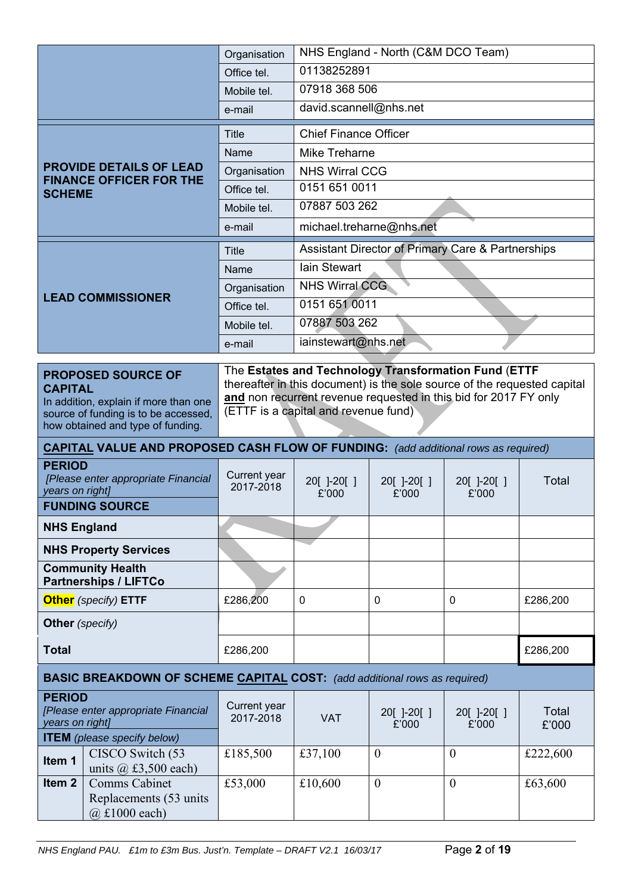| | | |
|---|---|---|
| | Organisation | NHS England - North (C&M DCO Team) |
| | Office tel. | 01138252891 |
| | Mobile tel. | 07918 368 506 |
| | e-mail | david.scannell@nhs.net |

| | | |
|---|---|---|
| **PROVIDE DETAILS OF LEAD FINANCE OFFICER FOR THE SCHEME** | Title | Chief Finance Officer |
| | Name | Mike Treharne |
| | Organisation | NHS Wirral CCG |
| | Office tel. | 0151 651 0011 |
| | Mobile tel. | 07887 503 262 |
| | e-mail | michael.treharne@nhs.net |

| | | |
|---|---|---|
| **LEAD COMMISSIONER** | Title | Assistant Director of Primary Care & Partnerships |
| | Name | Iain Stewart |
| | Organisation | NHS Wirral CCG |
| | Office tel. | 0151 651 0011 |
| | Mobile tel. | 07887 503 262 |
| | e-mail | iainstewart@nhs.net |

| | |
|---|---|
| **PROPOSED SOURCE OF CAPITAL** In addition, explain if more than one source of funding is to be accessed, how obtained and type of funding. | The **Estates and Technology Transformation Fund** (**ETTF** thereafter in this document) is the sole source of the requested capital **and** non recurrent revenue requested in this bid for 2017 FY only (ETTF is a capital and revenue fund) |

**CAPITAL VALUE AND PROPOSED CASH FLOW OF FUNDING:** *(add additional rows as required)*

| **PERIOD** *[Please enter appropriate Financial years on right]* **FUNDING SOURCE** | Current year 2017-2018 | 20[ ]-20[ ] £'000 | 20[ ]-20[ ] £'000 | 20[ ]-20[ ] £'000 | Total |
|---|---|---|---|---|---|
| **NHS England** | | | | | |
| **NHS Property Services** | | | | | |
| **Community Health Partnerships / LIFTCo** | | | | | |
| **Other** *(specify)* **ETTF** | £286,200 | 0 | 0 | 0 | £286,200 |
| **Other** *(specify)* | | | | | |
| **Total** | £286,200 | | | | £286,200 |

**BASIC BREAKDOWN OF SCHEME CAPITAL COST:** *(add additional rows as required)*

| **PERIOD** *[Please enter appropriate Financial years on right]* **ITEM** *(please specify below)* | | Current year 2017-2018 | VAT | 20[ ]-20[ ] £'000 | 20[ ]-20[ ] £'000 | Total £'000 |
|---|---|---|---|---|---|---|
| **Item 1** | CISCO Switch (53 units @ £3,500 each) | £185,500 | £37,100 | 0 | 0 | £222,600 |
| **Item 2** | Comms Cabinet Replacements (53 units @ £1000 each) | £53,000 | £10,600 | 0 | 0 | £63,600 |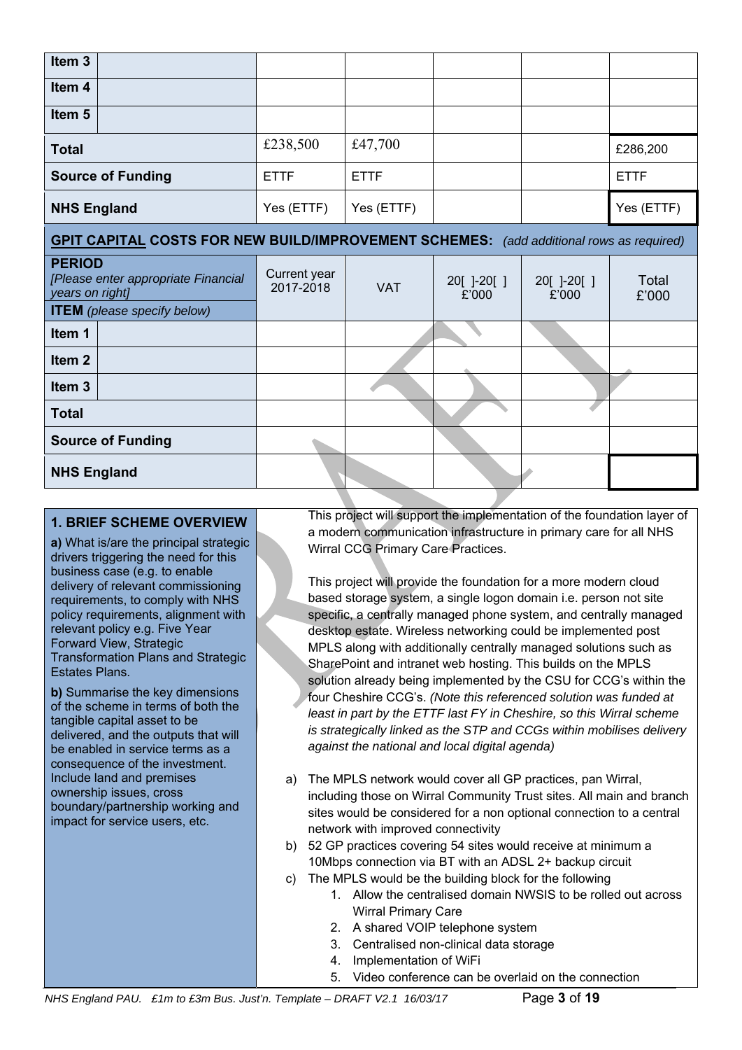| | | | | | | |
|---|---|---|---|---|---|---|
| Item 3 | | | | | | |
| Item 4 | | | | | | |
| Item 5 | | | | | | |
| **Total** | | £238,500 | £47,700 | | | £286,200 |
| **Source of Funding** | | ETTF | ETTF | | | ETTF |
| **NHS England** | | Yes (ETTF) | Yes (ETTF) | | | Yes (ETTF) |

**GPIT CAPITAL COSTS FOR NEW BUILD/IMPROVEMENT SCHEMES:** *(add additional rows as required)*

| **PERIOD** *[Please enter appropriate Financial years on right]* **ITEM** *(please specify below)* | | Current year 2017-2018 | VAT | 20[ ]-20[ ] £'000 | 20[ ]-20[ ] £'000 | Total £'000 |
|---|---|---|---|---|---|---|
| Item 1 | | | | | | |
| Item 2 | | | | | | |
| Item 3 | | | | | | |
| **Total** | | | | | | |
| **Source of Funding** | | | | | | |
| **NHS England** | | | | | | |

## 1. BRIEF SCHEME OVERVIEW

**a)** What is/are the principal strategic drivers triggering the need for this business case (e.g. to enable delivery of relevant commissioning requirements, to comply with NHS policy requirements, alignment with relevant policy e.g. Five Year Forward View, Strategic Transformation Plans and Strategic Estates Plans.

**b)** Summarise the key dimensions of the scheme in terms of both the tangible capital asset to be delivered, and the outputs that will be enabled in service terms as a consequence of the investment. Include land and premises ownership issues, cross boundary/partnership working and impact for service users, etc.

This project will support the implementation of the foundation layer of a modern communication infrastructure in primary care for all NHS Wirral CCG Primary Care Practices.

This project will provide the foundation for a more modern cloud based storage system, a single logon domain i.e. person not site specific, a centrally managed phone system, and centrally managed desktop estate. Wireless networking could be implemented post MPLS along with additionally centrally managed solutions such as SharePoint and intranet web hosting. This builds on the MPLS solution already being implemented by the CSU for CCG's within the four Cheshire CCG's. *(Note this referenced solution was funded at least in part by the ETTF last FY in Cheshire, so this Wirral scheme is strategically linked as the STP and CCGs within mobilises delivery against the national and local digital agenda)*

a) The MPLS network would cover all GP practices, pan Wirral, including those on Wirral Community Trust sites. All main and branch sites would be considered for a non optional connection to a central network with improved connectivity
b) 52 GP practices covering 54 sites would receive at minimum a 10Mbps connection via BT with an ADSL 2+ backup circuit
c) The MPLS would be the building block for the following
   1. Allow the centralised domain NWSIS to be rolled out across Wirral Primary Care
   2. A shared VOIP telephone system
   3. Centralised non-clinical data storage
   4. Implementation of WiFi
   5. Video conference can be overlaid on the connection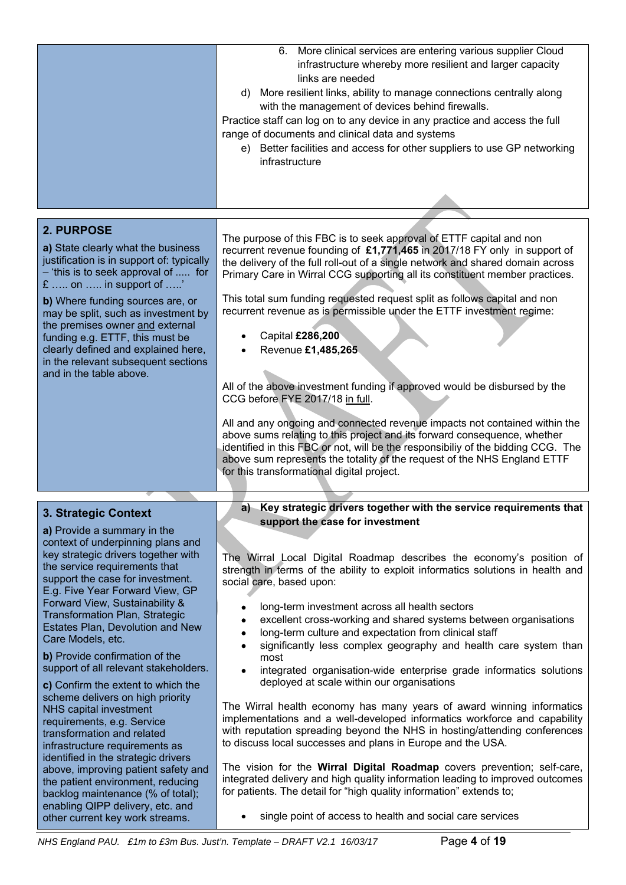| | |
|---|---|
| | 6. More clinical services are entering various supplier Cloud infrastructure whereby more resilient and larger capacity links are needed<br><br>d) More resilient links, ability to manage connections centrally along with the management of devices behind firewalls.<br><br>Practice staff can log on to any device in any practice and access the full range of documents and clinical data and systems<br><br>e) Better facilities and access for other suppliers to use GP networking infrastructure |

| | |
|---|---|
| **2. PURPOSE**<br><br>**a)** State clearly what the business justification is in support of: typically – 'this is to seek approval of ..... for £ ….. on ….. in support of …..'<br><br>**b)** Where funding sources are, or may be split, such as investment by the premises owner <u>and</u> external funding e.g. ETTF, this must be clearly defined and explained here, in the relevant subsequent sections and in the table above. | The purpose of this FBC is to seek approval of ETTF capital and non recurrent revenue founding of **£1,771,465** in 2017/18 FY only in support of the delivery of the full roll-out of a single network and shared domain across Primary Care in Wirral CCG supporting all its constituent member practices.<br><br>This total sum funding requested request split as follows capital and non recurrent revenue as is permissible under the ETTF investment regime:<br><br>• Capital **£286,200**<br>• Revenue **£1,485,265**<br><br>All of the above investment funding if approved would be disbursed by the CCG before FYE 2017/18 <u>in full</u>.<br><br>All and any ongoing and connected revenue impacts not contained within the above sums relating to this project and its forward consequence, whether identified in this FBC or not, will be the responsibiliy of the bidding CCG. The above sum represents the totality of the request of the NHS England ETTF for this transformational digital project. |

| | |
|---|---|
| **3. Strategic Context**<br><br>**a)** Provide a summary in the context of underpinning plans and key strategic drivers together with the service requirements that support the case for investment. E.g. Five Year Forward View, GP Forward View, Sustainability & Transformation Plan, Strategic Estates Plan, Devolution and New Care Models, etc.<br><br>**b)** Provide confirmation of the support of all relevant stakeholders.<br><br>**c)** Confirm the extent to which the scheme delivers on high priority NHS capital investment requirements, e.g. Service transformation and related infrastructure requirements as identified in the strategic drivers above, improving patient safety and the patient environment, reducing backlog maintenance (% of total); enabling QIPP delivery, etc. and other current key work streams. | **a) Key strategic drivers together with the service requirements that support the case for investment**<br><br>The Wirral Local Digital Roadmap describes the economy's position of strength in terms of the ability to exploit informatics solutions in health and social care, based upon:<br><br>• long-term investment across all health sectors<br>• excellent cross-working and shared systems between organisations<br>• long-term culture and expectation from clinical staff<br>• significantly less complex geography and health care system than most<br>• integrated organisation-wide enterprise grade informatics solutions deployed at scale within our organisations<br><br>The Wirral health economy has many years of award winning informatics implementations and a well-developed informatics workforce and capability with reputation spreading beyond the NHS in hosting/attending conferences to discuss local successes and plans in Europe and the USA.<br><br>The vision for the **Wirral Digital Roadmap** covers prevention; self-care, integrated delivery and high quality information leading to improved outcomes for patients. The detail for "high quality information" extends to;<br><br>• single point of access to health and social care services |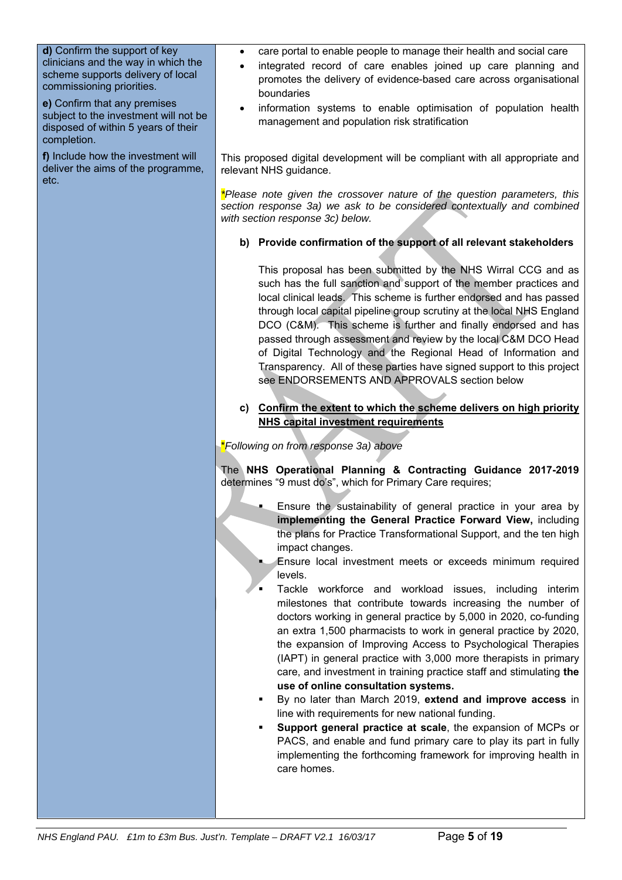| | |
|---|---|
| **d)** Confirm the support of key clinicians and the way in which the scheme supports delivery of local commissioning priorities.<br><br>**e)** Confirm that any premises subject to the investment will not be disposed of within 5 years of their completion.<br><br>**f)** Include how the investment will deliver the aims of the programme, etc. | • care portal to enable people to manage their health and social care<br>• integrated record of care enables joined up care planning and promotes the delivery of evidence-based care across organisational boundaries<br>• information systems to enable optimisation of population health management and population risk stratification<br><br>This proposed digital development will be compliant with all appropriate and relevant NHS guidance.<br><br>*\*Please note given the crossover nature of the question parameters, this section response 3a) we ask to be considered contextually and combined with section response 3c) below.*<br><br>**b) Provide confirmation of the support of all relevant stakeholders**<br><br>This proposal has been submitted by the NHS Wirral CCG and as such has the full sanction and support of the member practices and local clinical leads. This scheme is further endorsed and has passed through local capital pipeline group scrutiny at the local NHS England DCO (C&M). This scheme is further and finally endorsed and has passed through assessment and review by the local C&M DCO Head of Digital Technology and the Regional Head of Information and Transparency. All of these parties have signed support to this project see ENDORSEMENTS AND APPROVALS section below<br><br>**c) Confirm the extent to which the scheme delivers on high priority NHS capital investment requirements**<br><br>*\*Following on from response 3a) above*<br><br>The **NHS Operational Planning & Contracting Guidance 2017-2019** determines "9 must do's", which for Primary Care requires;<br><br>▪ Ensure the sustainability of general practice in your area by **implementing the General Practice Forward View,** including the plans for Practice Transformational Support, and the ten high impact changes.<br>▪ Ensure local investment meets or exceeds minimum required levels.<br>▪ Tackle workforce and workload issues, including interim milestones that contribute towards increasing the number of doctors working in general practice by 5,000 in 2020, co-funding an extra 1,500 pharmacists to work in general practice by 2020, the expansion of Improving Access to Psychological Therapies (IAPT) in general practice with 3,000 more therapists in primary care, and investment in training practice staff and stimulating **the use of online consultation systems.**<br>▪ By no later than March 2019, **extend and improve access** in line with requirements for new national funding.<br>▪ **Support general practice at scale**, the expansion of MCPs or PACS, and enable and fund primary care to play its part in fully implementing the forthcoming framework for improving health in care homes. |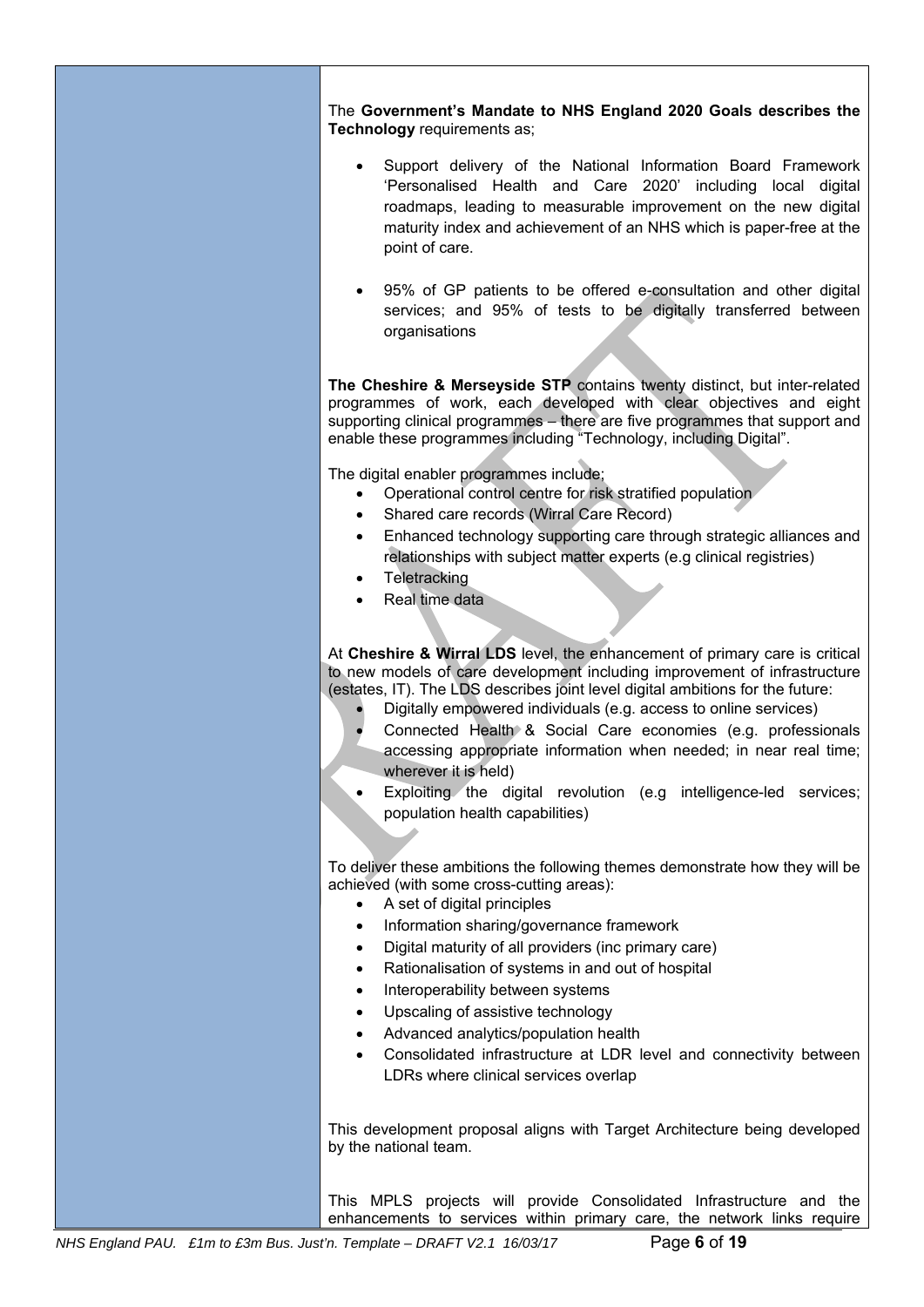The **Government's Mandate to NHS England 2020 Goals describes the Technology** requirements as;

- Support delivery of the National Information Board Framework 'Personalised Health and Care 2020' including local digital roadmaps, leading to measurable improvement on the new digital maturity index and achievement of an NHS which is paper-free at the point of care.

- 95% of GP patients to be offered e-consultation and other digital services; and 95% of tests to be digitally transferred between organisations

**The Cheshire & Merseyside STP** contains twenty distinct, but inter-related programmes of work, each developed with clear objectives and eight supporting clinical programmes – there are five programmes that support and enable these programmes including "Technology, including Digital".

The digital enabler programmes include;

- Operational control centre for risk stratified population
- Shared care records (Wirral Care Record)
- Enhanced technology supporting care through strategic alliances and relationships with subject matter experts (e.g clinical registries)
- Teletracking
- Real time data

At **Cheshire & Wirral LDS** level, the enhancement of primary care is critical to new models of care development including improvement of infrastructure (estates, IT). The LDS describes joint level digital ambitions for the future:

- Digitally empowered individuals (e.g. access to online services)
- Connected Health & Social Care economies (e.g. professionals accessing appropriate information when needed; in near real time; wherever it is held)
- Exploiting the digital revolution (e.g intelligence-led services; population health capabilities)

To deliver these ambitions the following themes demonstrate how they will be achieved (with some cross-cutting areas):

- A set of digital principles
- Information sharing/governance framework
- Digital maturity of all providers (inc primary care)
- Rationalisation of systems in and out of hospital
- Interoperability between systems
- Upscaling of assistive technology
- Advanced analytics/population health
- Consolidated infrastructure at LDR level and connectivity between LDRs where clinical services overlap

This development proposal aligns with Target Architecture being developed by the national team.

This MPLS projects will provide Consolidated Infrastructure and the enhancements to services within primary care, the network links require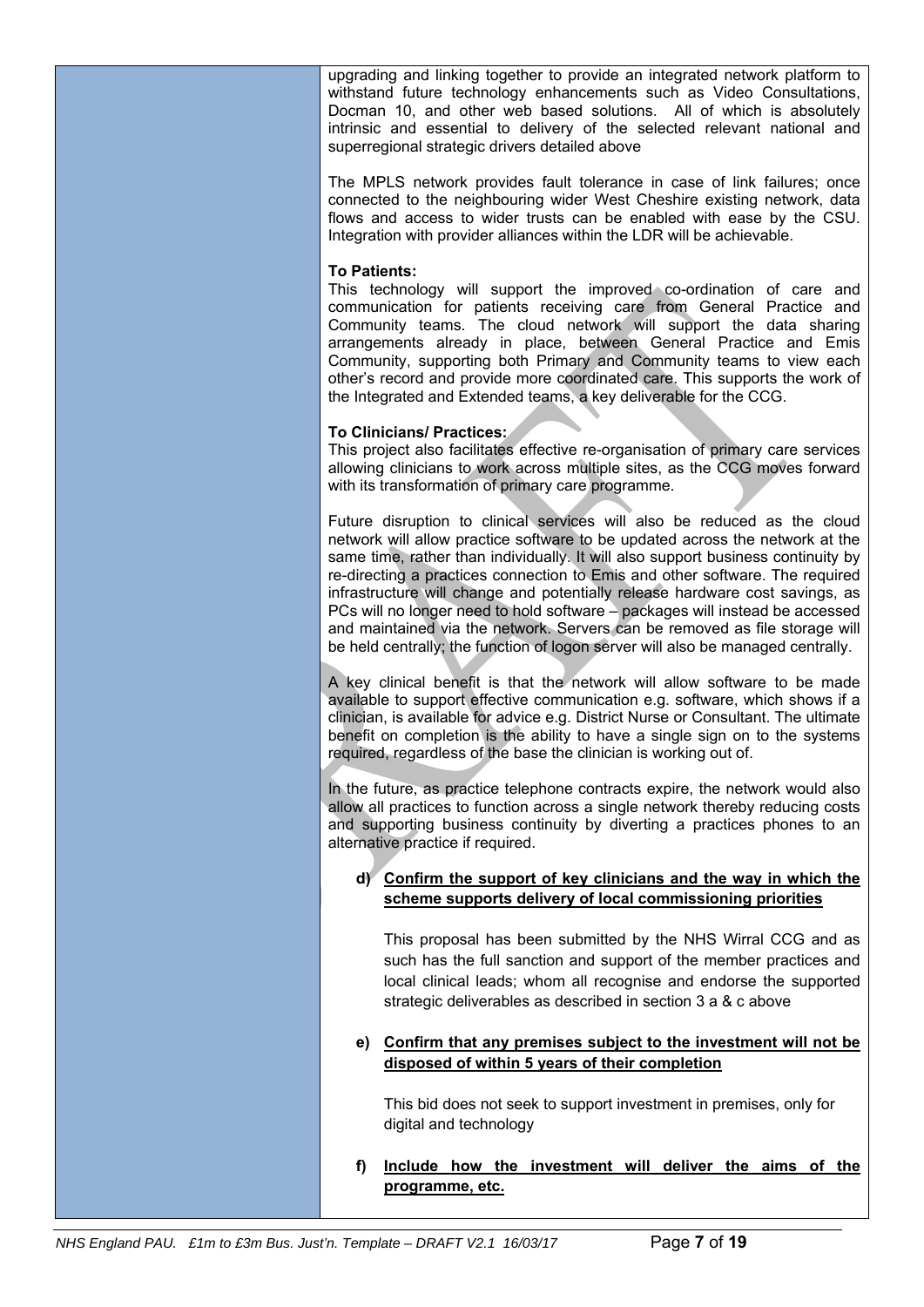upgrading and linking together to provide an integrated network platform to withstand future technology enhancements such as Video Consultations, Docman 10, and other web based solutions. All of which is absolutely intrinsic and essential to delivery of the selected relevant national and superregional strategic drivers detailed above

The MPLS network provides fault tolerance in case of link failures; once connected to the neighbouring wider West Cheshire existing network, data flows and access to wider trusts can be enabled with ease by the CSU. Integration with provider alliances within the LDR will be achievable.

**To Patients:**
This technology will support the improved co-ordination of care and communication for patients receiving care from General Practice and Community teams. The cloud network will support the data sharing arrangements already in place, between General Practice and Emis Community, supporting both Primary and Community teams to view each other's record and provide more coordinated care. This supports the work of the Integrated and Extended teams, a key deliverable for the CCG.

**To Clinicians/ Practices:**
This project also facilitates effective re-organisation of primary care services allowing clinicians to work across multiple sites, as the CCG moves forward with its transformation of primary care programme.

Future disruption to clinical services will also be reduced as the cloud network will allow practice software to be updated across the network at the same time, rather than individually. It will also support business continuity by re-directing a practices connection to Emis and other software. The required infrastructure will change and potentially release hardware cost savings, as PCs will no longer need to hold software – packages will instead be accessed and maintained via the network. Servers can be removed as file storage will be held centrally; the function of logon server will also be managed centrally.

A key clinical benefit is that the network will allow software to be made available to support effective communication e.g. software, which shows if a clinician, is available for advice e.g. District Nurse or Consultant. The ultimate benefit on completion is the ability to have a single sign on to the systems required, regardless of the base the clinician is working out of.

In the future, as practice telephone contracts expire, the network would also allow all practices to function across a single network thereby reducing costs and supporting business continuity by diverting a practices phones to an alternative practice if required.

d) **<u>Confirm the support of key clinicians and the way in which the scheme supports delivery of local commissioning priorities</u>**

This proposal has been submitted by the NHS Wirral CCG and as such has the full sanction and support of the member practices and local clinical leads; whom all recognise and endorse the supported strategic deliverables as described in section 3 a & c above

e) **<u>Confirm that any premises subject to the investment will not be disposed of within 5 years of their completion</u>**

This bid does not seek to support investment in premises, only for digital and technology

f) **<u>Include how the investment will deliver the aims of the programme, etc.</u>**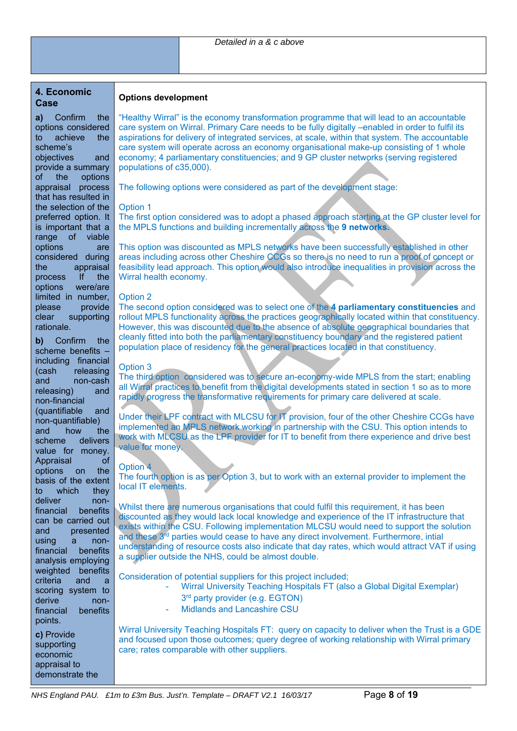| | *Detailed in a & c above* |
|---|---|

| **4. Economic Case** | **Options development** |
|---|---|
| **a)** Confirm the options considered to achieve the scheme's objectives and provide a summary of the options appraisal process that has resulted in the selection of the preferred option. It is important that a range of viable options are considered during the appraisal process If the options were/are limited in number, please provide clear supporting rationale.<br><br>**b)** Confirm the scheme benefits – including financial (cash releasing and non-cash releasing) and non-financial (quantifiable and non-quantifiable) and how the scheme delivers value for money. Appraisal of options on the basis of the extent to which they deliver non-financial benefits can be carried out and presented using a non-financial benefits analysis employing weighted benefits criteria and a scoring system to derive non-financial benefits points.<br><br>**c)** Provide supporting economic appraisal to demonstrate the | "Healthy Wirral" is the economy transformation programme that will lead to an accountable care system on Wirral. Primary Care needs to be fully digitally –enabled in order to fulfil its aspirations for delivery of integrated services, at scale, within that system. The accountable care system will operate across an economy organisational make-up consisting of 1 whole economy; 4 parliamentary constituencies; and 9 GP cluster networks (serving registered populations of c35,000).<br><br>The following options were considered as part of the development stage:<br><br>Option 1<br>The first option considered was to adopt a phased approach starting at the GP cluster level for the MPLS functions and building incrementally across the **9 networks.**<br><br>This option was discounted as MPLS networks have been successfully established in other areas including across other Cheshire CCGs so there is no need to run a proof of concept or feasibility lead approach. This option would also introduce inequalities in provision across the Wirral health economy.<br><br>Option 2<br>The second option considered was to select one of the **4 parliamentary constituencies** and rollout MPLS functionality across the practices geographically located within that constituency. However, this was discounted due to the absence of absolute geographical boundaries that cleanly fitted into both the parliamentary constituency boundary and the registered patient population place of residency for the general practices located in that constituency.<br><br>Option 3<br>The third option considered was to secure an-economy-wide MPLS from the start; enabling all Wirral practices to benefit from the digital developments stated in section 1 so as to more rapidly progress the transformative requirements for primary care delivered at scale.<br><br>Under their LPF contract with MLCSU for IT provision, four of the other Cheshire CCGs have implemented an MPLS network working in partnership with the CSU. This option intends to work with MLCSU as the LPF provider for IT to benefit from there experience and drive best value for money.<br><br>Option 4<br>The fourth option is as per Option 3, but to work with an external provider to implement the local IT elements.<br><br>Whilst there are numerous organisations that could fulfil this requirement, it has been discounted as they would lack local knowledge and experience of the IT infrastructure that exists within the CSU. Following implementation MLCSU would need to support the solution and these 3rd parties would cease to have any direct involvement. Furthermore, intial understanding of resource costs also indicate that day rates, which would attract VAT if using a supplier outside the NHS, could be almost double.<br><br>Consideration of potential suppliers for this project included;<br>- Wirral University Teaching Hospitals FT (also a Global Digital Exemplar)<br>3rd party provider (e.g. EGTON)<br>- Midlands and Lancashire CSU<br><br>Wirral University Teaching Hospitals FT: query on capacity to deliver when the Trust is a GDE and focused upon those outcomes; query degree of working relationship with Wirral primary care; rates comparable with other suppliers. |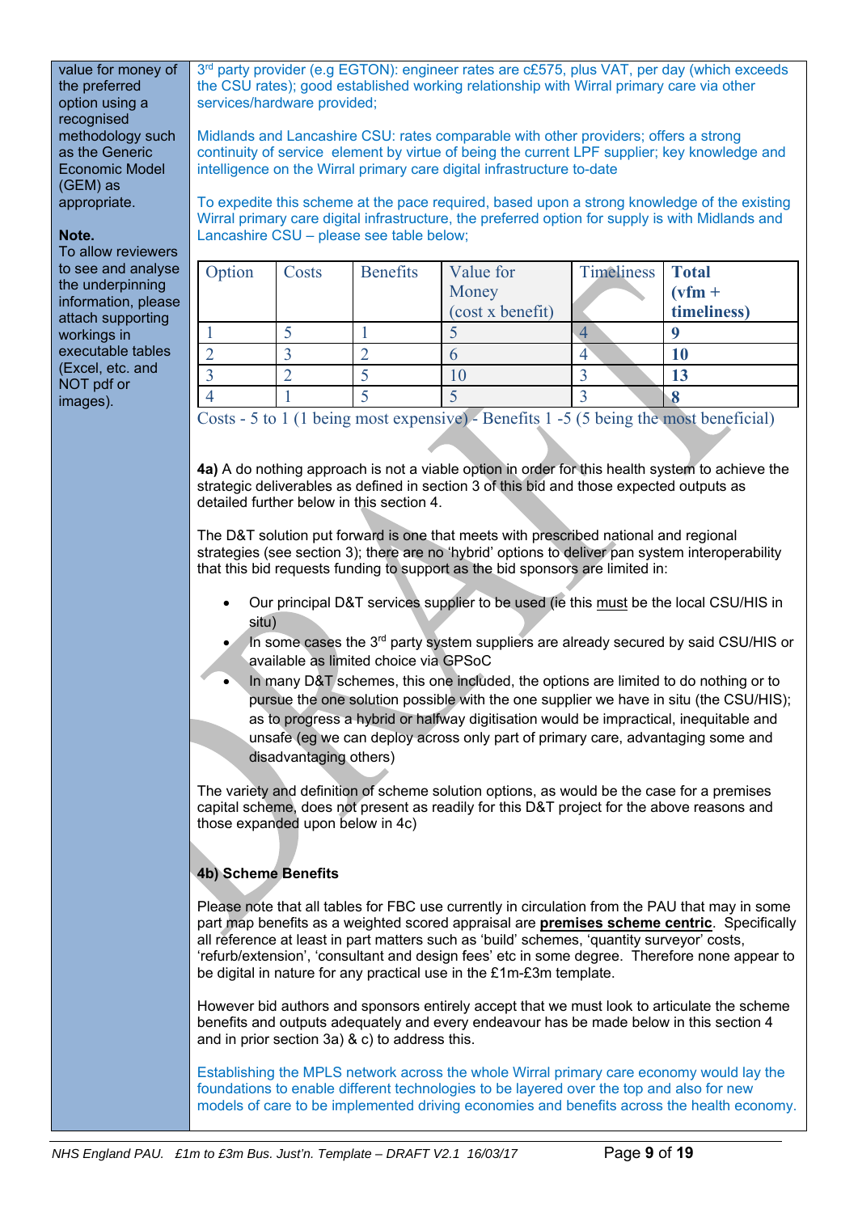| | |
|---|---|
| value for money of the preferred option using a recognised methodology such as the Generic Economic Model (GEM) as appropriate.<br><br>**Note.**<br>To allow reviewers to see and analyse the underpinning information, please attach supporting workings in executable tables (Excel, etc. and NOT pdf or images). | 3[rd] party provider (e.g EGTON): engineer rates are c£575, plus VAT, per day (which exceeds the CSU rates); good established working relationship with Wirral primary care via other services/hardware provided;<br><br>Midlands and Lancashire CSU: rates comparable with other providers; offers a strong continuity of service element by virtue of being the current LPF supplier; key knowledge and intelligence on the Wirral primary care digital infrastructure to-date<br><br>To expedite this scheme at the pace required, based upon a strong knowledge of the existing Wirral primary care digital infrastructure, the preferred option for supply is with Midlands and Lancashire CSU – please see table below; |

| Option | Costs | Benefits | Value for Money (cost x benefit) | Timeliness | **Total (vfm + timeliness)** |
|---|---|---|---|---|---|
| 1 | 5 | 1 | 5 | 4 | **9** |
| 2 | 3 | 2 | 6 | 4 | **10** |
| 3 | 2 | 5 | 10 | 3 | **13** |
| 4 | 1 | 5 | 5 | 3 | **8** |

Costs - 5 to 1 (1 being most expensive) - Benefits 1 -5 (5 being the most beneficial)

**4a)** A do nothing approach is not a viable option in order for this health system to achieve the strategic deliverables as defined in section 3 of this bid and those expected outputs as detailed further below in this section 4.

The D&T solution put forward is one that meets with prescribed national and regional strategies (see section 3); there are no 'hybrid' options to deliver pan system interoperability that this bid requests funding to support as the bid sponsors are limited in:

- Our principal D&T services supplier to be used (ie this must be the local CSU/HIS in situ)
- In some cases the 3[rd] party system suppliers are already secured by said CSU/HIS or available as limited choice via GPSoC
- In many D&T schemes, this one included, the options are limited to do nothing or to pursue the one solution possible with the one supplier we have in situ (the CSU/HIS); as to progress a hybrid or halfway digitisation would be impractical, inequitable and unsafe (eg we can deploy across only part of primary care, advantaging some and disadvantaging others)

The variety and definition of scheme solution options, as would be the case for a premises capital scheme, does not present as readily for this D&T project for the above reasons and those expanded upon below in 4c)

**4b) Scheme Benefits**

Please note that all tables for FBC use currently in circulation from the PAU that may in some part map benefits as a weighted scored appraisal are **premises scheme centric**. Specifically all reference at least in part matters such as 'build' schemes, 'quantity surveyor' costs, 'refurb/extension', 'consultant and design fees' etc in some degree. Therefore none appear to be digital in nature for any practical use in the £1m-£3m template.

However bid authors and sponsors entirely accept that we must look to articulate the scheme benefits and outputs adequately and every endeavour has be made below in this section 4 and in prior section 3a) & c) to address this.

Establishing the MPLS network across the whole Wirral primary care economy would lay the foundations to enable different technologies to be layered over the top and also for new models of care to be implemented driving economies and benefits across the health economy.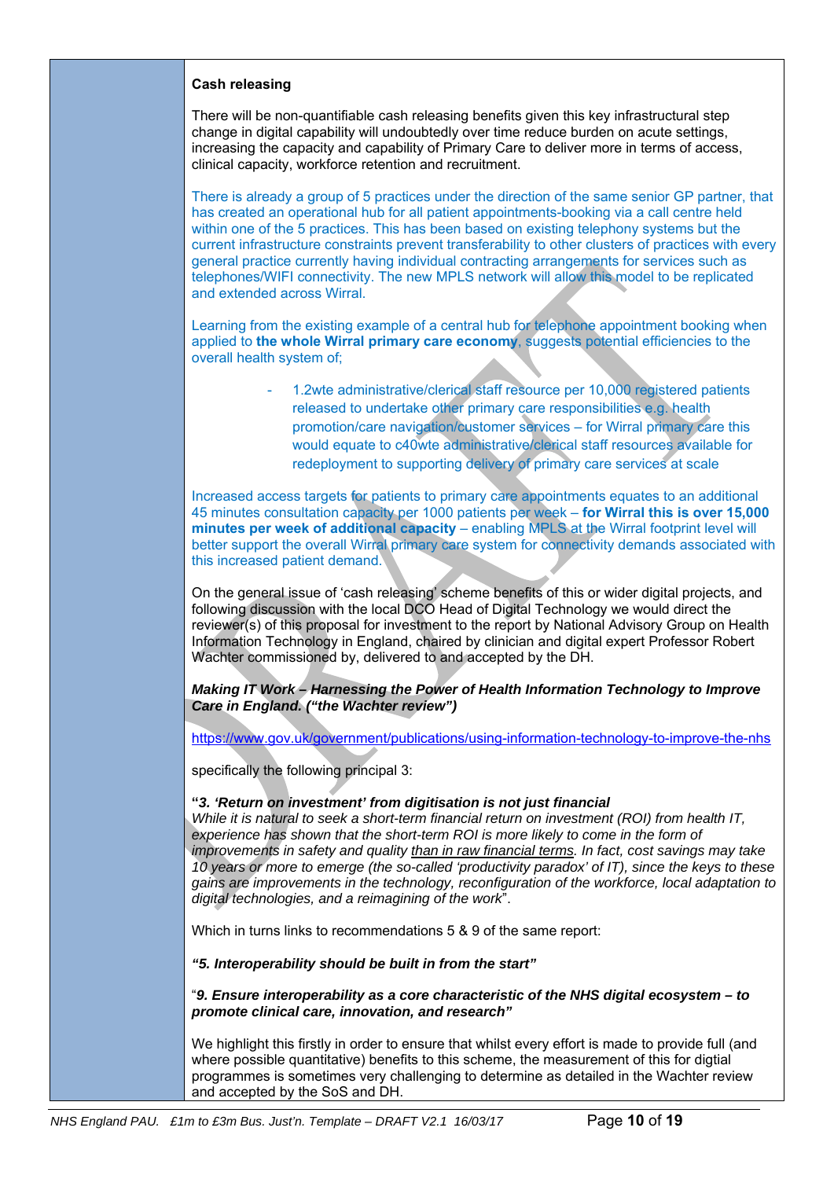**Cash releasing**

There will be non-quantifiable cash releasing benefits given this key infrastructural step change in digital capability will undoubtedly over time reduce burden on acute settings, increasing the capacity and capability of Primary Care to deliver more in terms of access, clinical capacity, workforce retention and recruitment.

There is already a group of 5 practices under the direction of the same senior GP partner, that has created an operational hub for all patient appointments-booking via a call centre held within one of the 5 practices. This has been based on existing telephony systems but the current infrastructure constraints prevent transferability to other clusters of practices with every general practice currently having individual contracting arrangements for services such as telephones/WIFI connectivity. The new MPLS network will allow this model to be replicated and extended across Wirral.

Learning from the existing example of a central hub for telephone appointment booking when applied to **the whole Wirral primary care economy**, suggests potential efficiencies to the overall health system of;

- 1.2wte administrative/clerical staff resource per 10,000 registered patients released to undertake other primary care responsibilities e.g. health promotion/care navigation/customer services – for Wirral primary care this would equate to c40wte administrative/clerical staff resources available for redeployment to supporting delivery of primary care services at scale

Increased access targets for patients to primary care appointments equates to an additional 45 minutes consultation capacity per 1000 patients per week – **for Wirral this is over 15,000 minutes per week of additional capacity** – enabling MPLS at the Wirral footprint level will better support the overall Wirral primary care system for connectivity demands associated with this increased patient demand.

On the general issue of 'cash releasing' scheme benefits of this or wider digital projects, and following discussion with the local DCO Head of Digital Technology we would direct the reviewer(s) of this proposal for investment to the report by National Advisory Group on Health Information Technology in England, chaired by clinician and digital expert Professor Robert Wachter commissioned by, delivered to and accepted by the DH.

***Making IT Work – Harnessing the Power of Health Information Technology to Improve Care in England. ("the Wachter review")***

https://www.gov.uk/government/publications/using-information-technology-to-improve-the-nhs

specifically the following principal 3:

**"*3. 'Return on investment' from digitisation is not just financial***
*While it is natural to seek a short-term financial return on investment (ROI) from health IT, experience has shown that the short-term ROI is more likely to come in the form of improvements in safety and quality than in raw financial terms. In fact, cost savings may take 10 years or more to emerge (the so-called 'productivity paradox' of IT), since the keys to these gains are improvements in the technology, reconfiguration of the workforce, local adaptation to digital technologies, and a reimagining of the work*".

Which in turns links to recommendations 5 & 9 of the same report:

***"5. Interoperability should be built in from the start"***

"***9. Ensure interoperability as a core characteristic of the NHS digital ecosystem – to promote clinical care, innovation, and research"***

We highlight this firstly in order to ensure that whilst every effort is made to provide full (and where possible quantitative) benefits to this scheme, the measurement of this for digital programmes is sometimes very challenging to determine as detailed in the Wachter review and accepted by the SoS and DH.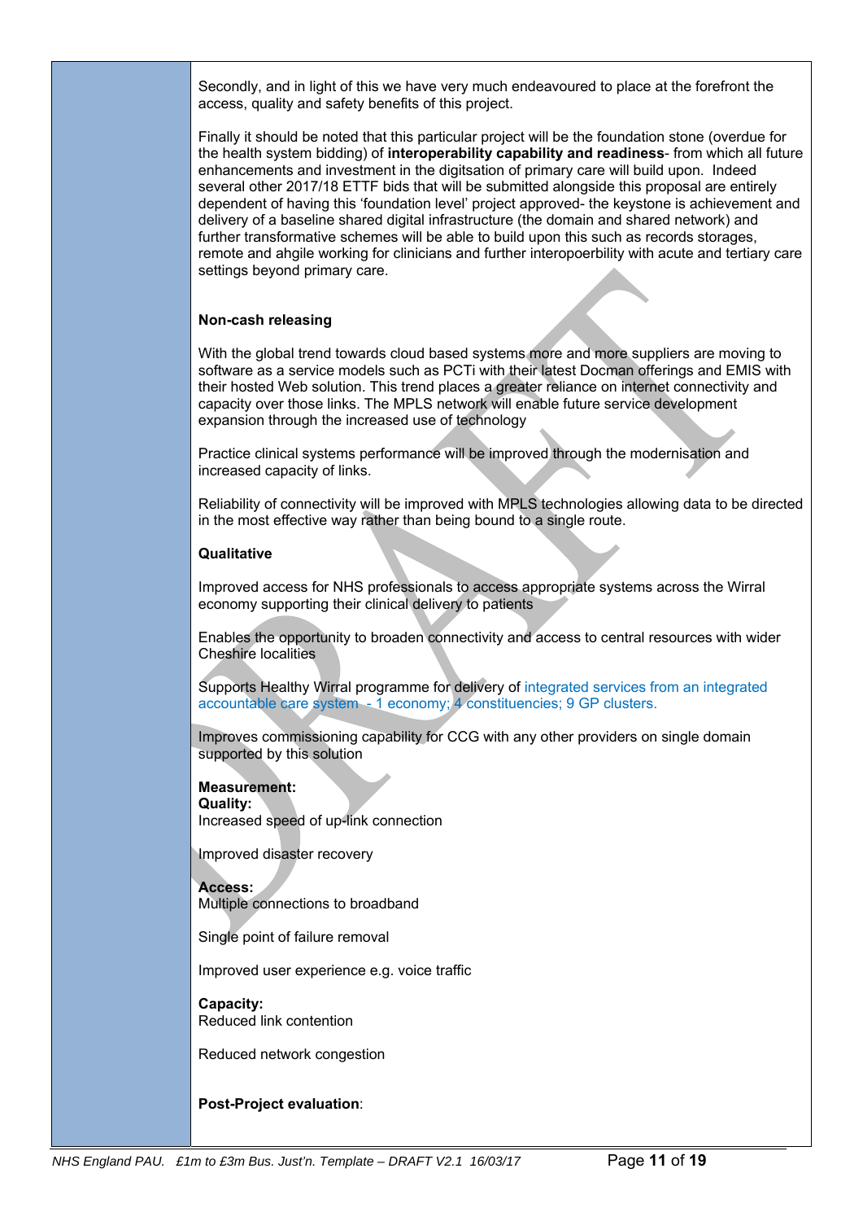Secondly, and in light of this we have very much endeavoured to place at the forefront the access, quality and safety benefits of this project.

Finally it should be noted that this particular project will be the foundation stone (overdue for the health system bidding) of **interoperability capability and readiness**- from which all future enhancements and investment in the digitsation of primary care will build upon. Indeed several other 2017/18 ETTF bids that will be submitted alongside this proposal are entirely dependent of having this 'foundation level' project approved- the keystone is achievement and delivery of a baseline shared digital infrastructure (the domain and shared network) and further transformative schemes will be able to build upon this such as records storages, remote and ahgile working for clinicians and further interopoerbility with acute and tertiary care settings beyond primary care.

**Non-cash releasing**

With the global trend towards cloud based systems more and more suppliers are moving to software as a service models such as PCTi with their latest Docman offerings and EMIS with their hosted Web solution. This trend places a greater reliance on internet connectivity and capacity over those links. The MPLS network will enable future service development expansion through the increased use of technology

Practice clinical systems performance will be improved through the modernisation and increased capacity of links.

Reliability of connectivity will be improved with MPLS technologies allowing data to be directed in the most effective way rather than being bound to a single route.

**Qualitative**

Improved access for NHS professionals to access appropriate systems across the Wirral economy supporting their clinical delivery to patients

Enables the opportunity to broaden connectivity and access to central resources with wider Cheshire localities

Supports Healthy Wirral programme for delivery of integrated services from an integrated accountable care system - 1 economy; 4 constituencies; 9 GP clusters.

Improves commissioning capability for CCG with any other providers on single domain supported by this solution

**Measurement:**
**Quality:**
Increased speed of up-link connection

Improved disaster recovery

**Access:**
Multiple connections to broadband

Single point of failure removal

Improved user experience e.g. voice traffic

**Capacity:**
Reduced link contention

Reduced network congestion

**Post-Project evaluation**: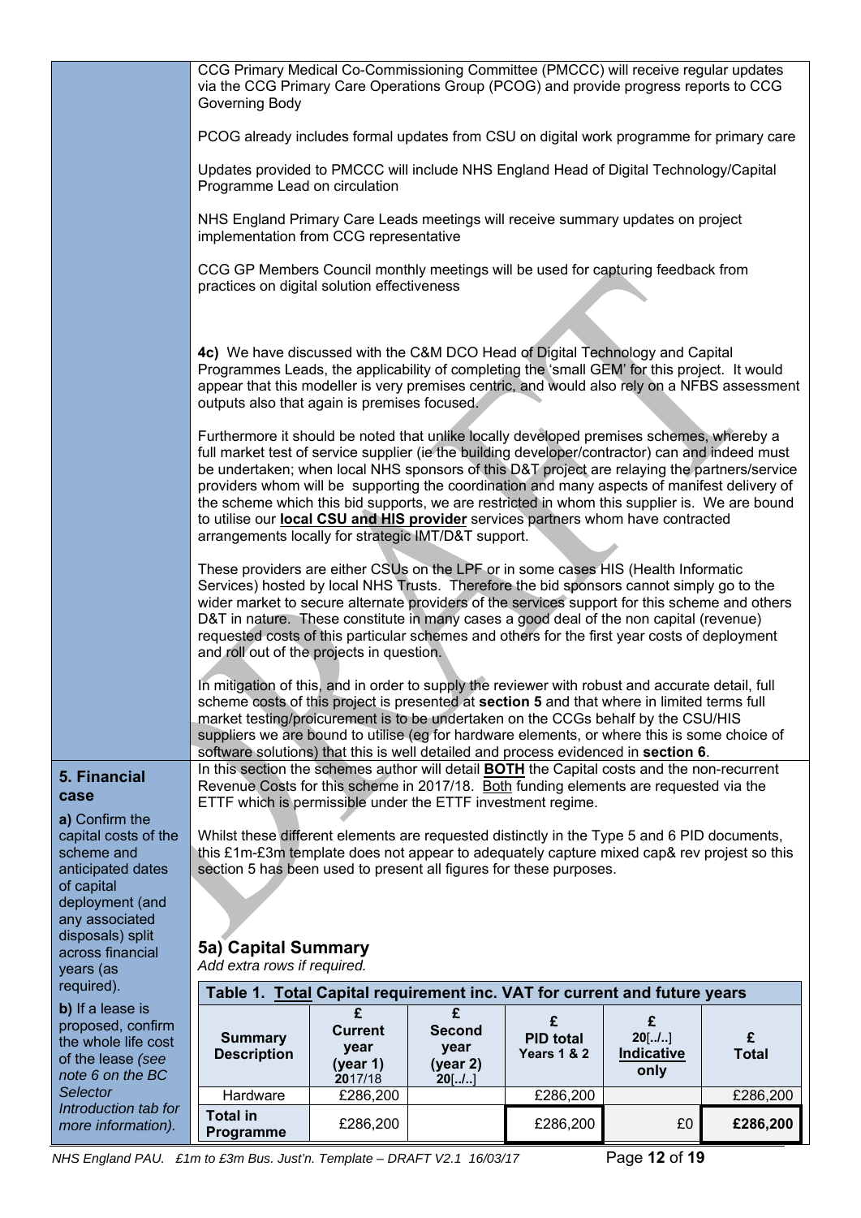CCG Primary Medical Co-Commissioning Committee (PMCCC) will receive regular updates via the CCG Primary Care Operations Group (PCOG) and provide progress reports to CCG Governing Body

PCOG already includes formal updates from CSU on digital work programme for primary care

Updates provided to PMCCC will include NHS England Head of Digital Technology/Capital Programme Lead on circulation

NHS England Primary Care Leads meetings will receive summary updates on project implementation from CCG representative

CCG GP Members Council monthly meetings will be used for capturing feedback from practices on digital solution effectiveness

**4c)** We have discussed with the C&M DCO Head of Digital Technology and Capital Programmes Leads, the applicability of completing the 'small GEM' for this project. It would appear that this modeller is very premises centric, and would also rely on a NFBS assessment outputs also that again is premises focused.

Furthermore it should be noted that unlike locally developed premises schemes, whereby a full market test of service supplier (ie the building developer/contractor) can and indeed must be undertaken; when local NHS sponsors of this D&T project are relaying the partners/service providers whom will be supporting the coordination and many aspects of manifest delivery of the scheme which this bid supports, we are restricted in whom this supplier is. We are bound to utilise our **local CSU and HIS provider** services partners whom have contracted arrangements locally for strategic IMT/D&T support.

These providers are either CSUs on the LPF or in some cases HIS (Health Informatic Services) hosted by local NHS Trusts. Therefore the bid sponsors cannot simply go to the wider market to secure alternate providers of the services support for this scheme and others D&T in nature. These constitute in many cases a good deal of the non capital (revenue) requested costs of this particular schemes and others for the first year costs of deployment and roll out of the projects in question.

In mitigation of this, and in order to supply the reviewer with robust and accurate detail, full scheme costs of this project is presented at **section 5** and that where in limited terms full market testing/proicurement is to be undertaken on the CCGs behalf by the CSU/HIS suppliers we are bound to utilise (eg for hardware elements, or where this is some choice of software solutions) that this is well detailed and process evidenced in **section 6**.

## 5. Financial case

**a)** Confirm the capital costs of the scheme and anticipated dates of capital deployment (and any associated disposals) split across financial years (as required).

**b)** If a lease is proposed, confirm the whole life cost of the lease *(see note 6 on the BC Selector Introduction tab for more information).*

In this section the schemes author will detail **BOTH** the Capital costs and the non-recurrent Revenue Costs for this scheme in 2017/18. Both funding elements are requested via the ETTF which is permissible under the ETTF investment regime.

Whilst these different elements are requested distinctly in the Type 5 and 6 PID documents, this £1m-£3m template does not appear to adequately capture mixed cap& rev projest so this section 5 has been used to present all figures for these purposes.

### 5a) Capital Summary

*Add extra rows if required.*

**Table 1. Total Capital requirement inc. VAT for current and future years**

| Summary Description | £ Current year (year 1) 2017/18 | £ Second year (year 2) 20[../..] | £ PID total Years 1 & 2 | £ 20[../..] Indicative only | £ Total |
|---|---|---|---|---|---|
| Hardware | £286,200 | | £286,200 | | £286,200 |
| **Total in Programme** | £286,200 | | £286,200 | £0 | **£286,200** |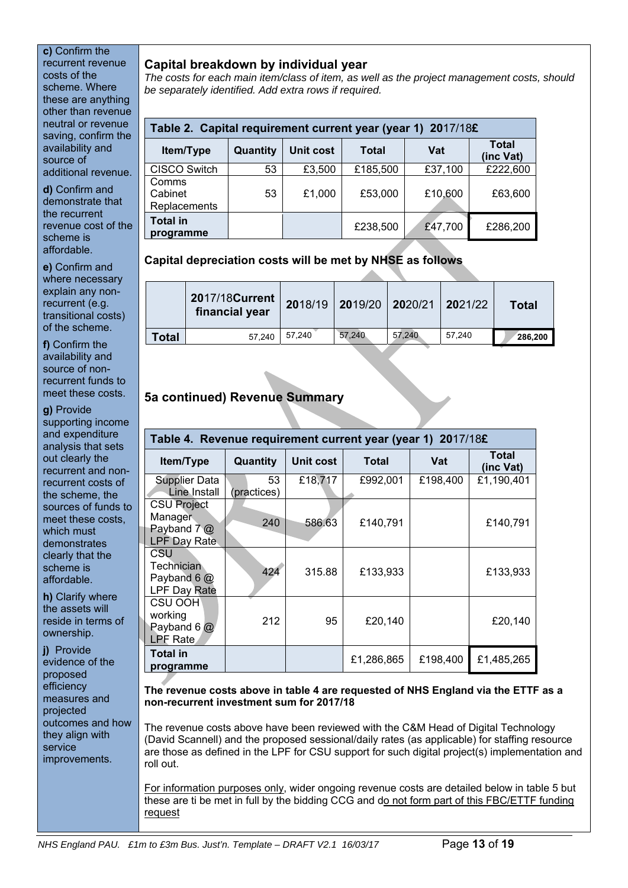**c)** Confirm the recurrent revenue costs of the scheme. Where these are anything other than revenue neutral or revenue saving, confirm the availability and source of additional revenue.

**d)** Confirm and demonstrate that the recurrent revenue cost of the scheme is affordable.

**e)** Confirm and where necessary explain any non-recurrent (e.g. transitional costs) of the scheme.

**f)** Confirm the availability and source of non-recurrent funds to meet these costs.

**g)** Provide supporting income and expenditure analysis that sets out clearly the recurrent and non-recurrent costs of the scheme, the sources of funds to meet these costs, which must demonstrates clearly that the scheme is affordable.

**h)** Clarify where the assets will reside in terms of ownership.

**j)** Provide evidence of the proposed efficiency measures and projected outcomes and how they align with service improvements.

## Capital breakdown by individual year

*The costs for each main item/class of item, as well as the project management costs, should be separately identified. Add extra rows if required.*

**Table 2. Capital requirement current year (year 1) 2017/18£**

| Item/Type | Quantity | Unit cost | Total | Vat | Total (inc Vat) |
|---|---|---|---|---|---|
| CISCO Switch | 53 | £3,500 | £185,500 | £37,100 | £222,600 |
| Comms Cabinet Replacements | 53 | £1,000 | £53,000 | £10,600 | £63,600 |
| **Total in programme** | | | £238,500 | £47,700 | £286,200 |

**Capital depreciation costs will be met by NHSE as follows**

| | 2017/18Current financial year | 2018/19 | 2019/20 | 2020/21 | 2021/22 | Total |
|---|---|---|---|---|---|---|
| **Total** | 57,240 | 57,240 | 57,240 | 57,240 | 57,240 | **286,200** |

## 5a continued) Revenue Summary

**Table 4. Revenue requirement current year (year 1) 2017/18£**

| Item/Type | Quantity | Unit cost | Total | Vat | Total (inc Vat) |
|---|---|---|---|---|---|
| Supplier Data Line Install | 53 (practices) | £18,717 | £992,001 | £198,400 | £1,190,401 |
| CSU Project Manager Payband 7 @ LPF Day Rate | 240 | 586.63 | £140,791 | | £140,791 |
| CSU Technician Payband 6 @ LPF Day Rate | 424 | 315.88 | £133,933 | | £133,933 |
| CSU OOH working Payband 6 @ LPF Rate | 212 | 95 | £20,140 | | £20,140 |
| **Total in programme** | | | £1,286,865 | £198,400 | £1,485,265 |

**The revenue costs above in table 4 are requested of NHS England via the ETTF as a non-recurrent investment sum for 2017/18**

The revenue costs above have been reviewed with the C&M Head of Digital Technology (David Scannell) and the proposed sessional/daily rates (as applicable) for staffing resource are those as defined in the LPF for CSU support for such digital project(s) implementation and roll out.

For information purposes only, wider ongoing revenue costs are detailed below in table 5 but these are ti be met in full by the bidding CCG and do not form part of this FBC/ETTF funding request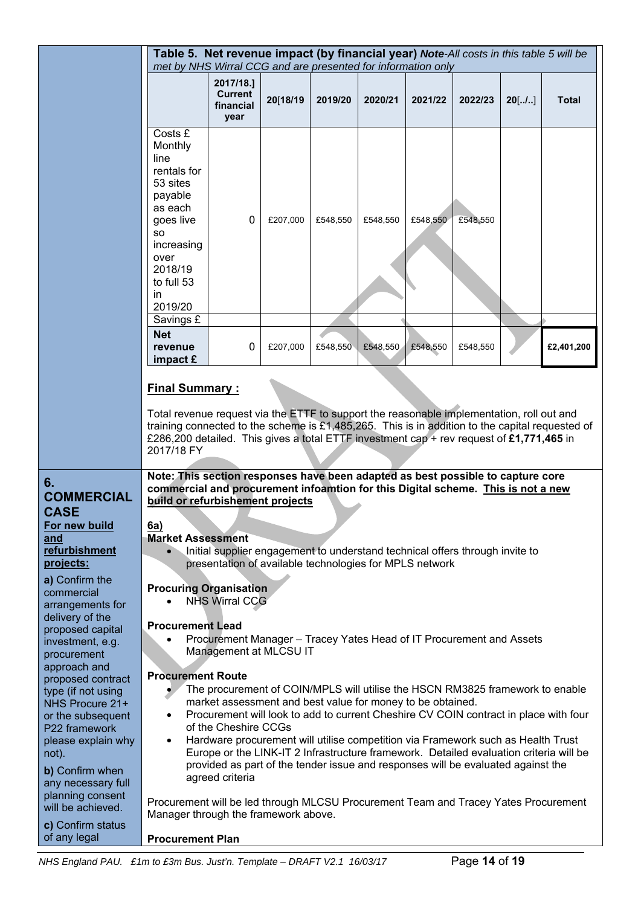**Table 5. Net revenue impact (by financial year)** ***Note****-All costs in this table 5 will be met by NHS Wirral CCG and are presented for information only*

| | 2017/18.] Current financial year | 20[18/19 | 2019/20 | 2020/21 | 2021/22 | 2022/23 | 20[../..] | Total |
|---|---|---|---|---|---|---|---|---|
| Costs £ Monthly line rentals for 53 sites payable as each goes live so increasing over 2018/19 to full 53 in 2019/20 | 0 | £207,000 | £548,550 | £548,550 | £548,550 | £548,550 | | |
| Savings £ | | | | | | | | |
| **Net revenue impact £** | 0 | £207,000 | £548,550 | £548,550 | £548,550 | £548,550 | | **£2,401,200** |

**Final Summary :**

Total revenue request via the ETTF to support the reasonable implementation, roll out and training connected to the scheme is £1,485,265. This is in addition to the capital requested of £286,200 detailed. This gives a total ETTF investment cap + rev request of **£1,771,465** in 2017/18 FY

## 6. COMMERCIAL CASE

**For new build and refurbishment projects:**

**a)** Confirm the commercial arrangements for delivery of the proposed capital investment, e.g. procurement approach and proposed contract type (if not using NHS Procure 21+ or the subsequent P22 framework please explain why not).

**b)** Confirm when any necessary full planning consent will be achieved.

**c)** Confirm status of any legal

**Note: This section responses have been adapted as best possible to capture core commercial and procurement infoamtion for this Digital scheme. This is not a new build or refurbishement projects**

**6a)**

**Market Assessment**

- Initial supplier engagement to understand technical offers through invite to presentation of available technologies for MPLS network

**Procuring Organisation**

- NHS Wirral CCG

**Procurement Lead**

- Procurement Manager – Tracey Yates Head of IT Procurement and Assets Management at MLCSU IT

**Procurement Route**

- The procurement of COIN/MPLS will utilise the HSCN RM3825 framework to enable market assessment and best value for money to be obtained.
- Procurement will look to add to current Cheshire CV COIN contract in place with four of the Cheshire CCGs
- Hardware procurement will utilise competition via Framework such as Health Trust Europe or the LINK-IT 2 Infrastructure framework. Detailed evaluation criteria will be provided as part of the tender issue and responses will be evaluated against the agreed criteria

Procurement will be led through MLCSU Procurement Team and Tracey Yates Procurement Manager through the framework above.

**Procurement Plan**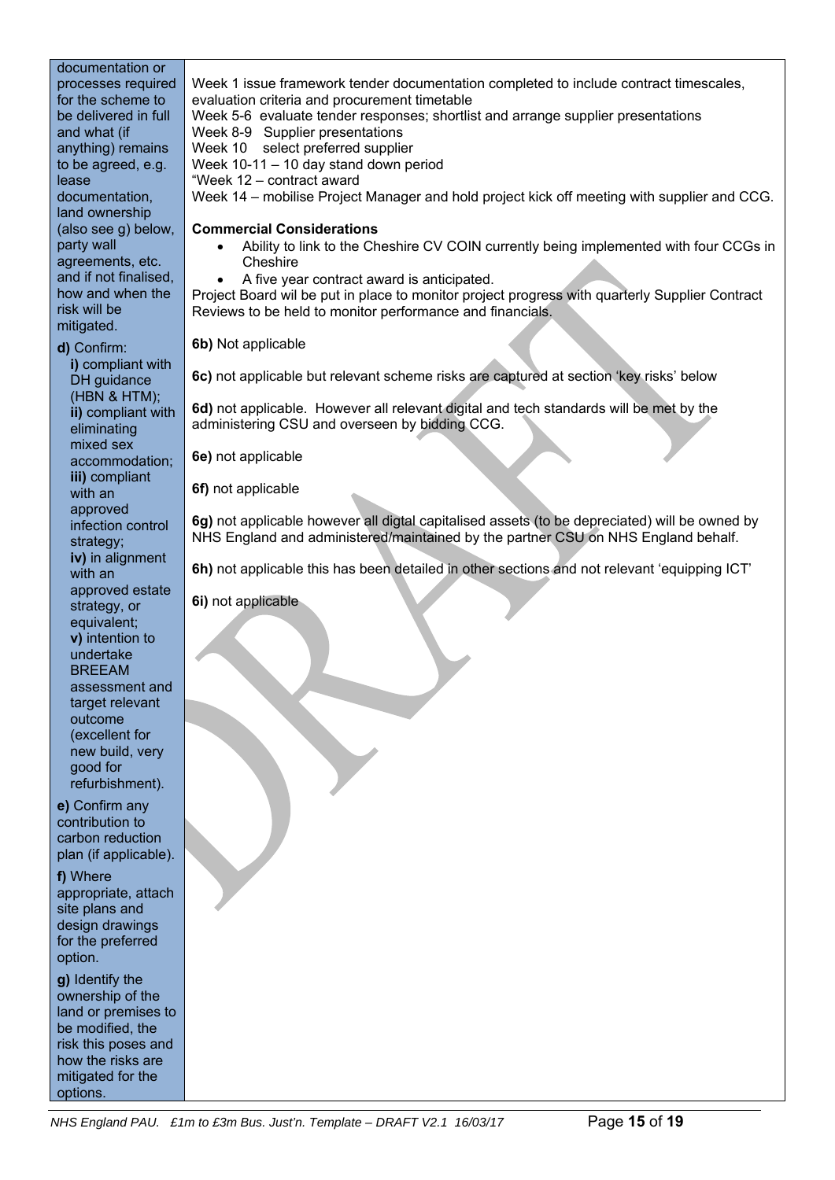| documentation or processes required for the scheme to be delivered in full and what (if anything) remains to be agreed, e.g. lease documentation, land ownership (also see g) below, party wall agreements, etc. and if not finalised, how and when the risk will be mitigated. | Week 1 issue framework tender documentation completed to include contract timescales, evaluation criteria and procurement timetable<br>Week 5-6 evaluate tender responses; shortlist and arrange supplier presentations<br>Week 8-9 Supplier presentations<br>Week 10 select preferred supplier<br>Week 10-11 – 10 day stand down period<br>"Week 12 – contract award<br>Week 14 – mobilise Project Manager and hold project kick off meeting with supplier and CCG.<br><br>**Commercial Considerations**<br>• Ability to link to the Cheshire CV COIN currently being implemented with four CCGs in Cheshire<br>• A five year contract award is anticipated.<br>Project Board wil be put in place to monitor project progress with quarterly Supplier Contract Reviews to be held to monitor performance and financials. |
|---|---|
| **d)** Confirm:<br>**i)** compliant with DH guidance (HBN & HTM);<br>**ii)** compliant with eliminating mixed sex accommodation;<br>**iii)** compliant with an approved infection control strategy;<br>**iv)** in alignment with an approved estate strategy, or equivalent;<br>**v)** intention to undertake BREEAM assessment and target relevant outcome (excellent for new build, very good for refurbishment).<br><br>**e)** Confirm any contribution to carbon reduction plan (if applicable).<br><br>**f)** Where appropriate, attach site plans and design drawings for the preferred option.<br><br>**g)** Identify the ownership of the land or premises to be modified, the risk this poses and how the risks are mitigated for the options. | **6b)** Not applicable<br><br>**6c)** not applicable but relevant scheme risks are captured at section 'key risks' below<br><br>**6d)** not applicable. However all relevant digital and tech standards will be met by the administering CSU and overseen by bidding CCG.<br><br>**6e)** not applicable<br><br>**6f)** not applicable<br><br>**6g)** not applicable however all digtal capitalised assets (to be depreciated) will be owned by NHS England and administered/maintained by the partner CSU on NHS England behalf.<br><br>**6h)** not applicable this has been detailed in other sections and not relevant 'equipping ICT'<br><br>**6i)** not applicable |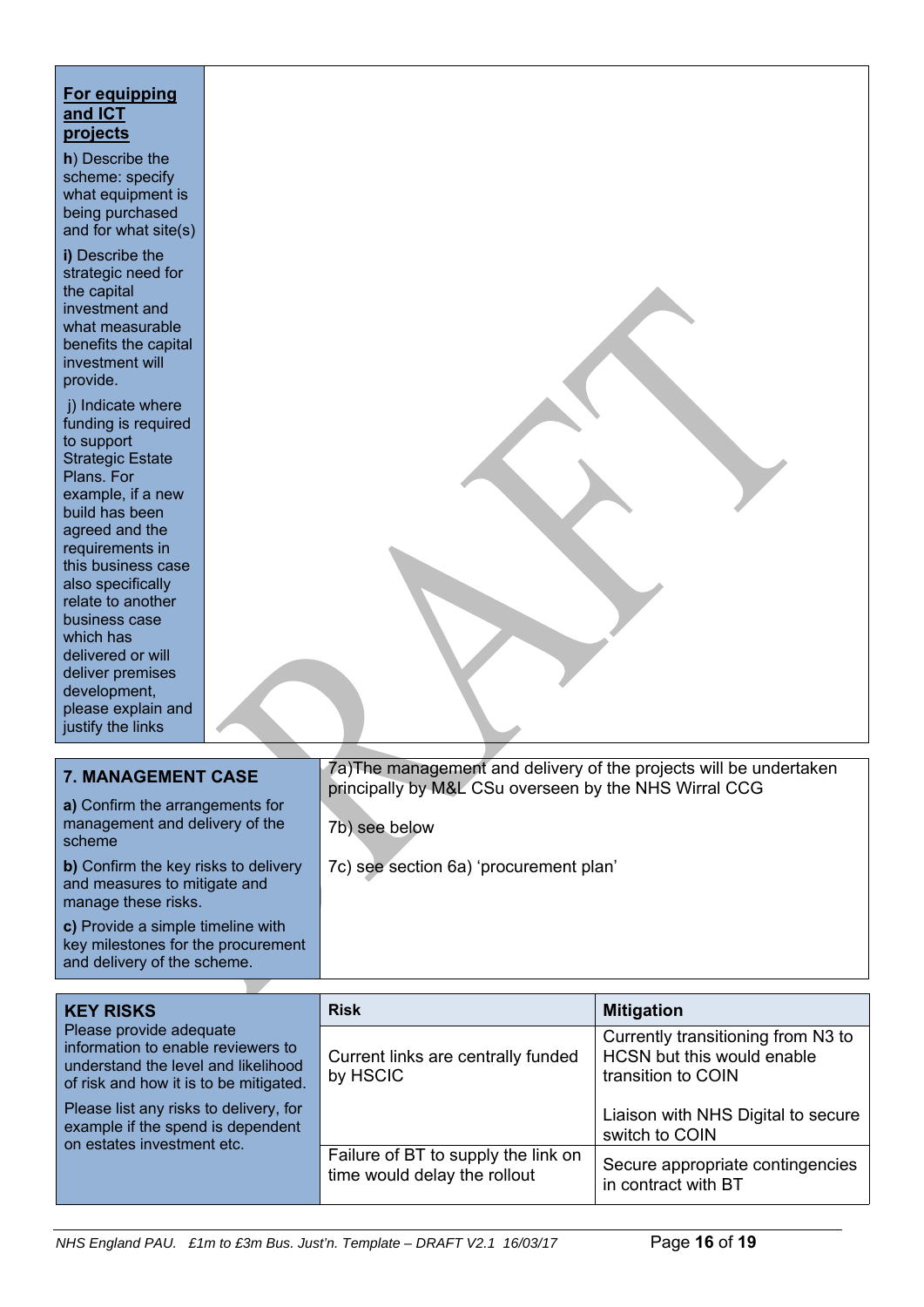| **For equipping and ICT projects** | |
|---|---|
| **h**) Describe the scheme: specify what equipment is being purchased and for what site(s)<br><br>**i)** Describe the strategic need for the capital investment and what measurable benefits the capital investment will provide.<br><br>j) Indicate where funding is required to support Strategic Estate Plans. For example, if a new build has been agreed and the requirements in this business case also specifically relate to another business case which has delivered or will deliver premises development, please explain and justify the links | |

| **7. MANAGEMENT CASE** | |
|---|---|
| **a)** Confirm the arrangements for management and delivery of the scheme<br><br>**b)** Confirm the key risks to delivery and measures to mitigate and manage these risks.<br><br>**c)** Provide a simple timeline with key milestones for the procurement and delivery of the scheme. | 7a)The management and delivery of the projects will be undertaken principally by M&L CSu overseen by the NHS Wirral CCG<br><br>7b) see below<br><br>7c) see section 6a) 'procurement plan' |

| **KEY RISKS**<br>Please provide adequate information to enable reviewers to understand the level and likelihood of risk and how it is to be mitigated.<br><br>Please list any risks to delivery, for example if the spend is dependent on estates investment etc. | **Risk** | **Mitigation** |
|---|---|---|
| | Current links are centrally funded by HSCIC | Currently transitioning from N3 to HCSN but this would enable transition to COIN<br><br>Liaison with NHS Digital to secure switch to COIN |
| | Failure of BT to supply the link on time would delay the rollout | Secure appropriate contingencies in contract with BT |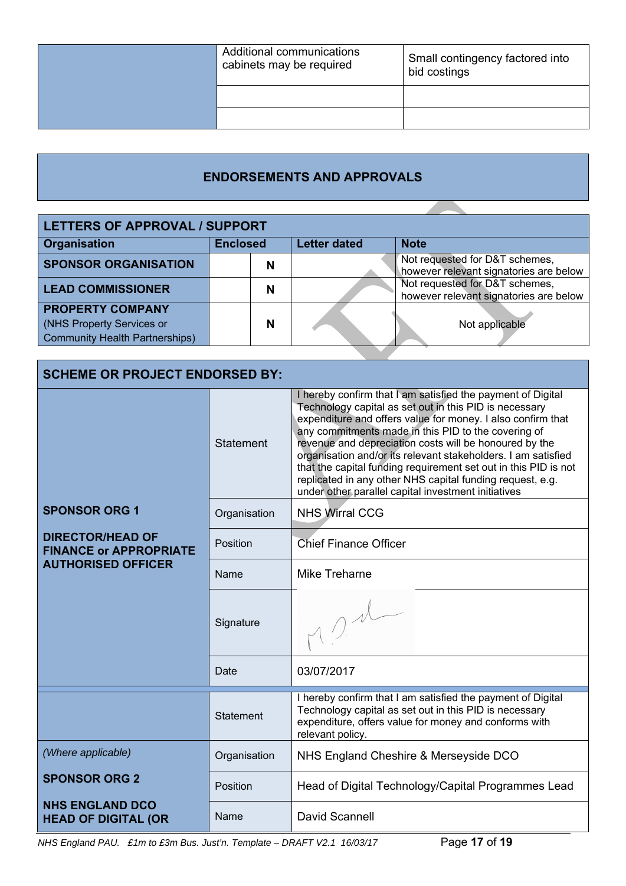| | | |
|---|---|---|
| | Additional communications cabinets may be required | Small contingency factored into bid costings |
| | | |
| | | |

## ENDORSEMENTS AND APPROVALS

| LETTERS OF APPROVAL / SUPPORT | | | | |
|---|---|---|---|---|
| **Organisation** | **Enclosed** | | **Letter dated** | **Note** |
| **SPONSOR ORGANISATION** | | **N** | | Not requested for D&T schemes, however relevant signatories are below |
| **LEAD COMMISSIONER** | | **N** | | Not requested for D&T schemes, however relevant signatories are below |
| **PROPERTY COMPANY** (NHS Property Services or Community Health Partnerships) | | **N** | | Not applicable |

| SCHEME OR PROJECT ENDORSED BY: | | |
|---|---|---|
| **SPONSOR ORG 1**<br><br>**DIRECTOR/HEAD OF FINANCE or APPROPRIATE AUTHORISED OFFICER** | Statement | I hereby confirm that I am satisfied the payment of Digital Technology capital as set out in this PID is necessary expenditure and offers value for money. I also confirm that any commitments made in this PID to the covering of revenue and depreciation costs will be honoured by the organisation and/or its relevant stakeholders. I am satisfied that the capital funding requirement set out in this PID is not replicated in any other NHS capital funding request, e.g. under other parallel capital investment initiatives |
| | Organisation | NHS Wirral CCG |
| | Position | Chief Finance Officer |
| | Name | Mike Treharne |
| | Signature | [signature] |
| | Date | 03/07/2017 |
| *(Where applicable)*<br><br>**SPONSOR ORG 2**<br><br>**NHS ENGLAND DCO HEAD OF DIGITAL (OR** | Statement | I hereby confirm that I am satisfied the payment of Digital Technology capital as set out in this PID is necessary expenditure, offers value for money and conforms with relevant policy. |
| | Organisation | NHS England Cheshire & Merseyside DCO |
| | Position | Head of Digital Technology/Capital Programmes Lead |
| | Name | David Scannell |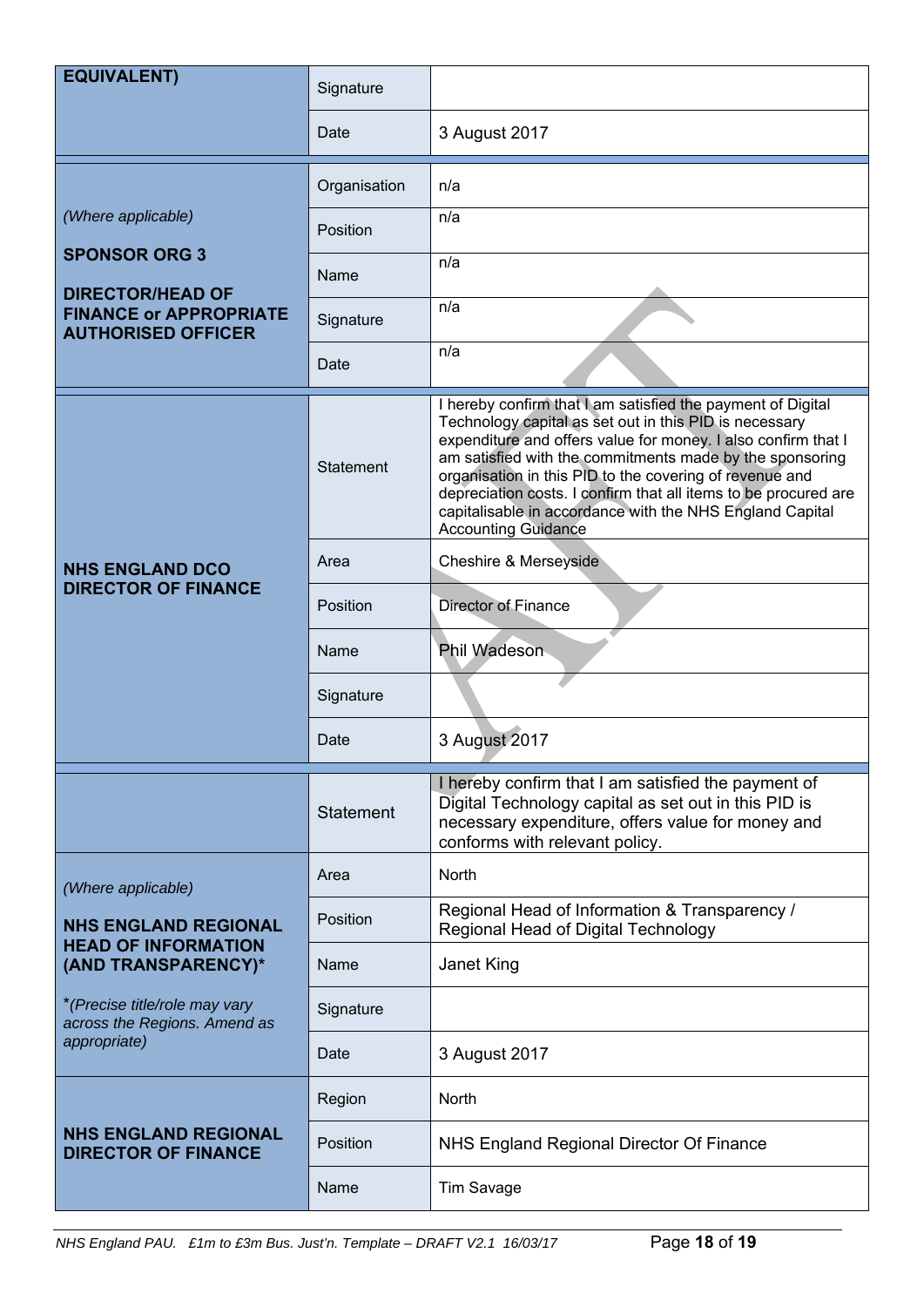| | | |
|---|---|---|
| **EQUIVALENT)** | Signature | |
| | Date | 3 August 2017 |
| *(Where applicable)* **SPONSOR ORG 3** **DIRECTOR/HEAD OF FINANCE or APPROPRIATE AUTHORISED OFFICER** | Organisation | n/a |
| | Position | n/a |
| | Name | n/a |
| | Signature | n/a |
| | Date | n/a |
| **NHS ENGLAND DCO DIRECTOR OF FINANCE** | Statement | I hereby confirm that I am satisfied the payment of Digital Technology capital as set out in this PID is necessary expenditure and offers value for money. I also confirm that I am satisfied with the commitments made by the sponsoring organisation in this PID to the covering of revenue and depreciation costs. I confirm that all items to be procured are capitalisable in accordance with the NHS England Capital Accounting Guidance |
| | Area | Cheshire & Merseyside |
| | Position | Director of Finance |
| | Name | Phil Wadeson |
| | Signature | |
| | Date | 3 August 2017 |
| *(Where applicable)* **NHS ENGLAND REGIONAL HEAD OF INFORMATION (AND TRANSPARENCY)*** *(Precise title/role may vary across the Regions. Amend as appropriate)* | Statement | I hereby confirm that I am satisfied the payment of Digital Technology capital as set out in this PID is necessary expenditure, offers value for money and conforms with relevant policy. |
| | Area | North |
| | Position | Regional Head of Information & Transparency / Regional Head of Digital Technology |
| | Name | Janet King |
| | Signature | |
| | Date | 3 August 2017 |
| **NHS ENGLAND REGIONAL DIRECTOR OF FINANCE** | Region | North |
| | Position | NHS England Regional Director Of Finance |
| | Name | Tim Savage |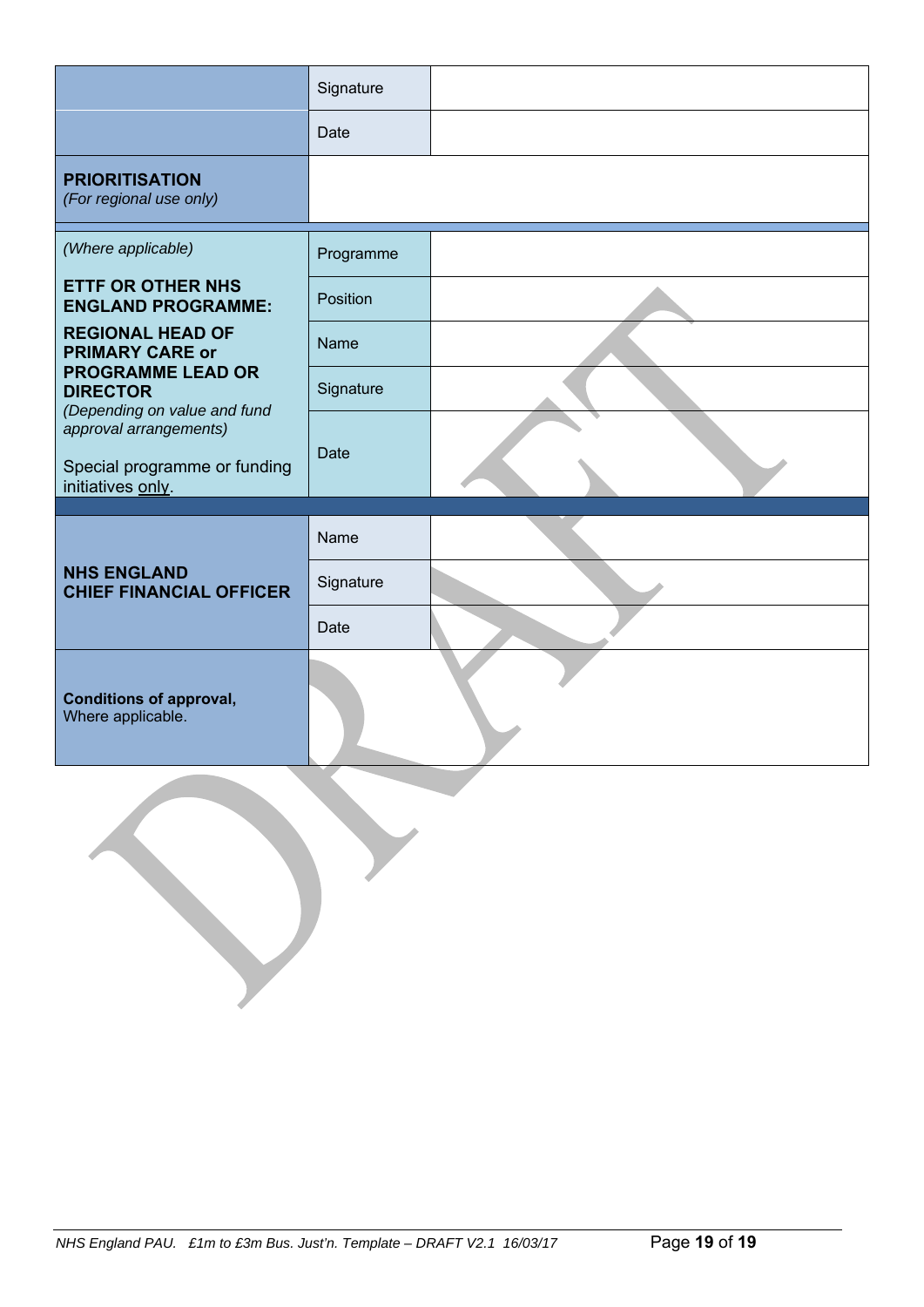| | | |
|---|---|---|
| | Signature | |
| | Date | |
| **PRIORITISATION** *(For regional use only)* | | |
| *(Where applicable)* **ETTF OR OTHER NHS ENGLAND PROGRAMME:** **REGIONAL HEAD OF PRIMARY CARE or PROGRAMME LEAD OR DIRECTOR** *(Depending on value and fund approval arrangements)* Special programme or funding initiatives only. | Programme | |
| | Position | |
| | Name | |
| | Signature | |
| | Date | |
| **NHS ENGLAND CHIEF FINANCIAL OFFICER** | Name | |
| | Signature | |
| | Date | |
| **Conditions of approval,** Where applicable. | | |

DRAFT